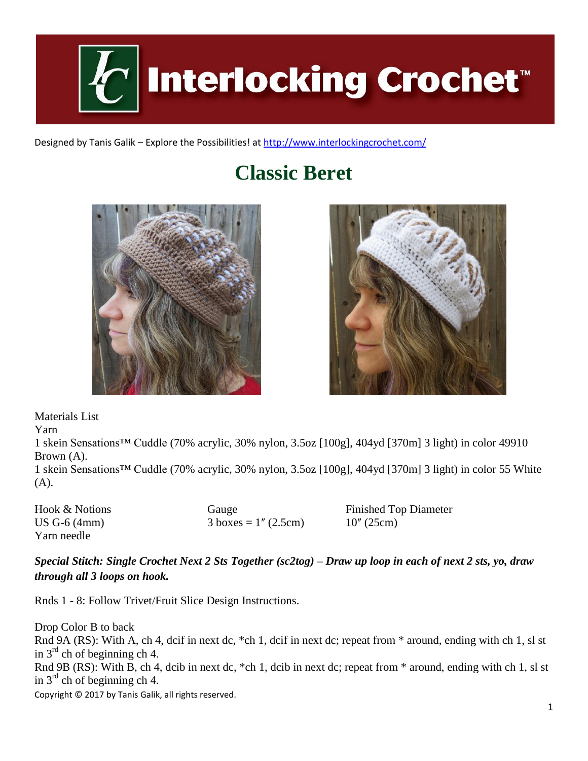# Interlocking Crochet™

Designed by Tanis Galik – Explore the Possibilities! at http://www.interlockingcrochet.com/

## Classic Beret

Materials List

Yarn

1 skein Sensations™ Cuddle (70% acrylic, 30% nylon, 3.5oz [100g], 404yd [370m] 3 light) in color 49910 Brown (A).

1 skein Sensations™ Cuddle (70% acrylic, 30% nylon, 3.5oz [100g], 404yd [370m] 3 light) in color 55 White (A).

| Hook & Notions | Gauge | Finished Top Diameter |
|---|---|---|
| US G-6 (4mm) | 3 boxes = 1″ (2.5cm) | 10″ (25cm) |
| Yarn needle | | |

***Special Stitch: Single Crochet Next 2 Sts Together (sc2tog) – Draw up loop in each of next 2 sts, yo, draw through all 3 loops on hook.***

Rnds 1 - 8: Follow Trivet/Fruit Slice Design Instructions.

Drop Color B to back

Rnd 9A (RS): With A, ch 4, dcif in next dc, *ch 1, dcif in next dc; repeat from * around, ending with ch 1, sl st in 3rd ch of beginning ch 4.

Rnd 9B (RS): With B, ch 4, dcib in next dc, *ch 1, dcib in next dc; repeat from * around, ending with ch 1, sl st in 3rd ch of beginning ch 4.

Copyright © 2017 by Tanis Galik, all rights reserved.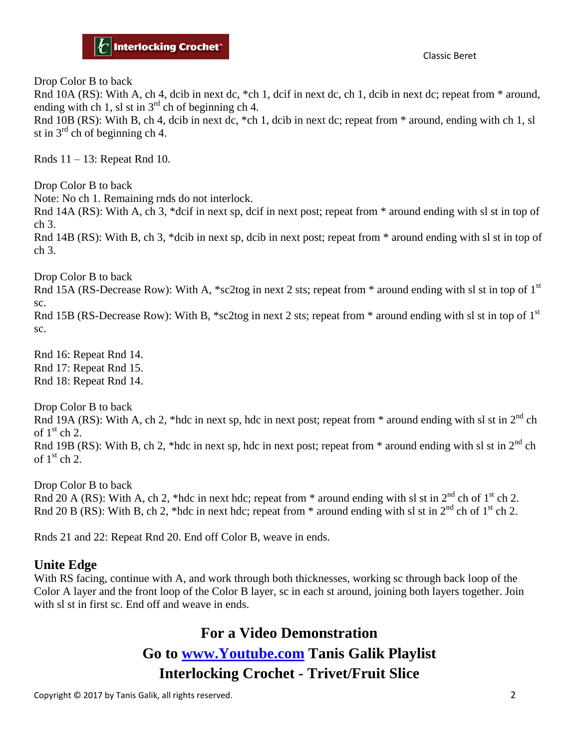Drop Color B to back

Rnd 10A (RS): With A, ch 4, dcib in next dc, *ch 1, dcif in next dc, ch 1, dcib in next dc; repeat from * around, ending with ch 1, sl st in 3rd ch of beginning ch 4.

Rnd 10B (RS): With B, ch 4, dcib in next dc, *ch 1, dcib in next dc; repeat from * around, ending with ch 1, sl st in 3rd ch of beginning ch 4.

Rnds 11 – 13: Repeat Rnd 10.

Drop Color B to back

Note: No ch 1. Remaining rnds do not interlock.

Rnd 14A (RS): With A, ch 3, *dcif in next sp, dcif in next post; repeat from * around ending with sl st in top of ch 3.

Rnd 14B (RS): With B, ch 3, *dcib in next sp, dcib in next post; repeat from * around ending with sl st in top of ch 3.

Drop Color B to back

Rnd 15A (RS-Decrease Row): With A, *sc2tog in next 2 sts; repeat from * around ending with sl st in top of 1st sc.

Rnd 15B (RS-Decrease Row): With B, *sc2tog in next 2 sts; repeat from * around ending with sl st in top of 1st sc.

Rnd 16: Repeat Rnd 14.
Rnd 17: Repeat Rnd 15.
Rnd 18: Repeat Rnd 14.

Drop Color B to back

Rnd 19A (RS): With A, ch 2, *hdc in next sp, hdc in next post; repeat from * around ending with sl st in 2nd ch of 1st ch 2.

Rnd 19B (RS): With B, ch 2, *hdc in next sp, hdc in next post; repeat from * around ending with sl st in 2nd ch of 1st ch 2.

Drop Color B to back

Rnd 20 A (RS): With A, ch 2, *hdc in next hdc; repeat from * around ending with sl st in 2nd ch of 1st ch 2.
Rnd 20 B (RS): With B, ch 2, *hdc in next hdc; repeat from * around ending with sl st in 2nd ch of 1st ch 2.

Rnds 21 and 22: Repeat Rnd 20. End off Color B, weave in ends.

## Unite Edge

With RS facing, continue with A, and work through both thicknesses, working sc through back loop of the Color A layer and the front loop of the Color B layer, sc in each st around, joining both layers together. Join with sl st in first sc. End off and weave in ends.

**For a Video Demonstration**

**Go to www.Youtube.com Tanis Galik Playlist**

**Interlocking Crochet - Trivet/Fruit Slice**

Copyright © 2017 by Tanis Galik, all rights reserved.